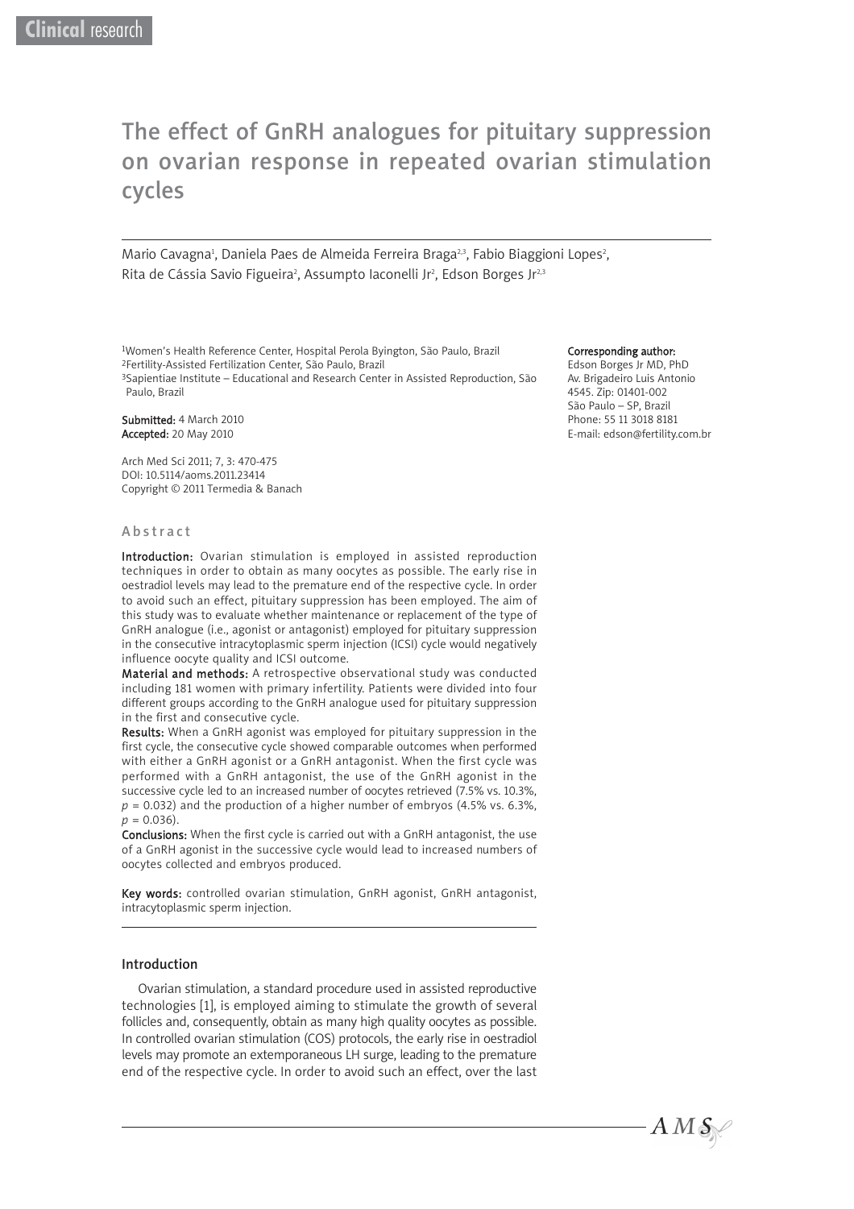Clinical research

# The effect of GnRH analogues for pituitary suppression on ovarian response in repeated ovarian stimulation cycles

Mario Cavagna[1], Daniela Paes de Almeida Ferreira Braga[2,3], Fabio Biaggioni Lopes[2], Rita de Cássia Savio Figueira[2], Assumpto Iaconelli Jr[2], Edson Borges Jr[2,3]

[1]Women's Health Reference Center, Hospital Perola Byington, São Paulo, Brazil
[2]Fertility-Assisted Fertilization Center, São Paulo, Brazil
[3]Sapientiae Institute – Educational and Research Center in Assisted Reproduction, São Paulo, Brazil

**Submitted:** 4 March 2010
**Accepted:** 20 May 2010

Arch Med Sci 2011; 7, 3: 470-475
DOI: 10.5114/aoms.2011.23414
Copyright © 2011 Termedia & Banach

**Corresponding author:**
Edson Borges Jr MD, PhD
Av. Brigadeiro Luis Antonio 4545. Zip: 01401-002
São Paulo – SP, Brazil
Phone: 55 11 3018 8181
E-mail: edson@fertility.com.br

## Abstract

**Introduction:** Ovarian stimulation is employed in assisted reproduction techniques in order to obtain as many oocytes as possible. The early rise in oestradiol levels may lead to the premature end of the respective cycle. In order to avoid such an effect, pituitary suppression has been employed. The aim of this study was to evaluate whether maintenance or replacement of the type of GnRH analogue (i.e., agonist or antagonist) employed for pituitary suppression in the consecutive intracytoplasmic sperm injection (ICSI) cycle would negatively influence oocyte quality and ICSI outcome.

**Material and methods:** A retrospective observational study was conducted including 181 women with primary infertility. Patients were divided into four different groups according to the GnRH analogue used for pituitary suppression in the first and consecutive cycle.

**Results:** When a GnRH agonist was employed for pituitary suppression in the first cycle, the consecutive cycle showed comparable outcomes when performed with either a GnRH agonist or a GnRH antagonist. When the first cycle was performed with a GnRH antagonist, the use of the GnRH agonist in the successive cycle led to an increased number of oocytes retrieved (7.5% vs. 10.3%, $p = 0.032$) and the production of a higher number of embryos (4.5% vs. 6.3%, $p = 0.036$).

**Conclusions:** When the first cycle is carried out with a GnRH antagonist, the use of a GnRH agonist in the successive cycle would lead to increased numbers of oocytes collected and embryos produced.

**Key words:** controlled ovarian stimulation, GnRH agonist, GnRH antagonist, intracytoplasmic sperm injection.

## Introduction

Ovarian stimulation, a standard procedure used in assisted reproductive technologies [1], is employed aiming to stimulate the growth of several follicles and, consequently, obtain as many high quality oocytes as possible. In controlled ovarian stimulation (COS) protocols, the early rise in oestradiol levels may promote an extemporaneous LH surge, leading to the premature end of the respective cycle. In order to avoid such an effect, over the last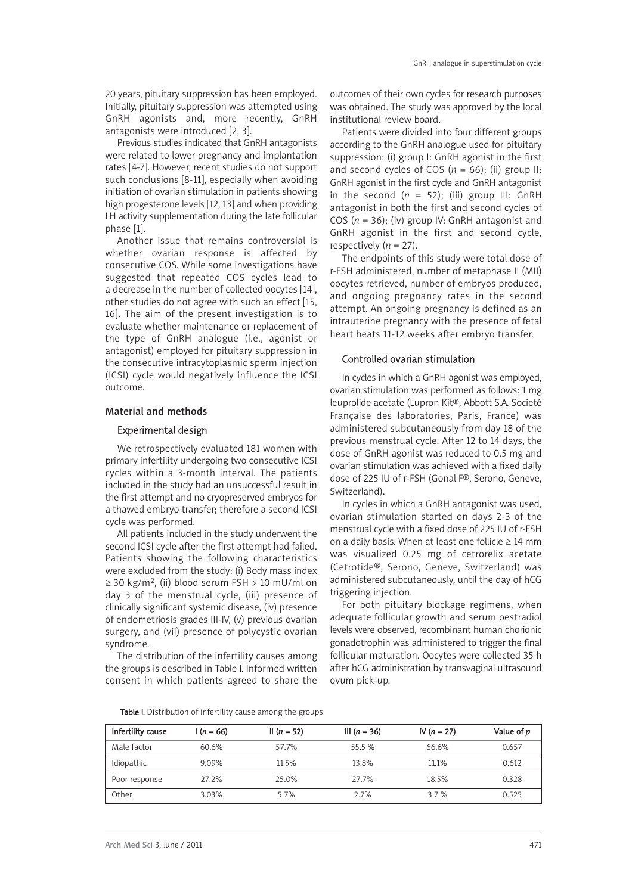20 years, pituitary suppression has been employed. Initially, pituitary suppression was attempted using GnRH agonists and, more recently, GnRH antagonists were introduced [2, 3].

Previous studies indicated that GnRH antagonists were related to lower pregnancy and implantation rates [4-7]. However, recent studies do not support such conclusions [8-11], especially when avoiding initiation of ovarian stimulation in patients showing high progesterone levels [12, 13] and when providing LH activity supplementation during the late follicular phase [1].

Another issue that remains controversial is whether ovarian response is affected by consecutive COS. While some investigations have suggested that repeated COS cycles lead to a decrease in the number of collected oocytes [14], other studies do not agree with such an effect [15, 16]. The aim of the present investigation is to evaluate whether maintenance or replacement of the type of GnRH analogue (i.e., agonist or antagonist) employed for pituitary suppression in the consecutive intracytoplasmic sperm injection (ICSI) cycle would negatively influence the ICSI outcome.

## Material and methods

### Experimental design

We retrospectively evaluated 181 women with primary infertility undergoing two consecutive ICSI cycles within a 3-month interval. The patients included in the study had an unsuccessful result in the first attempt and no cryopreserved embryos for a thawed embryo transfer; therefore a second ICSI cycle was performed.

All patients included in the study underwent the second ICSI cycle after the first attempt had failed. Patients showing the following characteristics were excluded from the study: (i) Body mass index ≥ 30 kg/m$^2$, (ii) blood serum FSH > 10 mU/ml on day 3 of the menstrual cycle, (iii) presence of clinically significant systemic disease, (iv) presence of endometriosis grades III-IV, (v) previous ovarian surgery, and (vii) presence of polycystic ovarian syndrome.

The distribution of the infertility causes among the groups is described in Table I. Informed written consent in which patients agreed to share the outcomes of their own cycles for research purposes was obtained. The study was approved by the local institutional review board.

Patients were divided into four different groups according to the GnRH analogue used for pituitary suppression: (i) group I: GnRH agonist in the first and second cycles of COS (*n* = 66); (ii) group II: GnRH agonist in the first cycle and GnRH antagonist in the second (*n* = 52); (iii) group III: GnRH antagonist in both the first and second cycles of COS (*n* = 36); (iv) group IV: GnRH antagonist and GnRH agonist in the first and second cycle, respectively (*n* = 27).

The endpoints of this study were total dose of r-FSH administered, number of metaphase II (MII) oocytes retrieved, number of embryos produced, and ongoing pregnancy rates in the second attempt. An ongoing pregnancy is defined as an intrauterine pregnancy with the presence of fetal heart beats 11-12 weeks after embryo transfer.

### Controlled ovarian stimulation

In cycles in which a GnRH agonist was employed, ovarian stimulation was performed as follows: 1 mg leuprolide acetate (Lupron Kit®, Abbott S.A. Societé Française des laboratories, Paris, France) was administered subcutaneously from day 18 of the previous menstrual cycle. After 12 to 14 days, the dose of GnRH agonist was reduced to 0.5 mg and ovarian stimulation was achieved with a fixed daily dose of 225 IU of r-FSH (Gonal F®, Serono, Geneve, Switzerland).

In cycles in which a GnRH antagonist was used, ovarian stimulation started on days 2-3 of the menstrual cycle with a fixed dose of 225 IU of r-FSH on a daily basis. When at least one follicle ≥ 14 mm was visualized 0.25 mg of cetrorelix acetate (Cetrotide®, Serono, Geneve, Switzerland) was administered subcutaneously, until the day of hCG triggering injection.

For both pituitary blockage regimens, when adequate follicular growth and serum oestradiol levels were observed, recombinant human chorionic gonadotrophin was administered to trigger the final follicular maturation. Oocytes were collected 35 h after hCG administration by transvaginal ultrasound ovum pick-up.

**Table I.** Distribution of infertility cause among the groups

| Infertility cause | I (*n* = 66) | II (*n* = 52) | III (*n* = 36) | IV (*n* = 27) | Value of *p* |
|---|---|---|---|---|---|
| Male factor | 60.6% | 57.7% | 55.5 % | 66.6% | 0.657 |
| Idiopathic | 9.09% | 11.5% | 13.8% | 11.1% | 0.612 |
| Poor response | 27.2% | 25.0% | 27.7% | 18.5% | 0.328 |
| Other | 3.03% | 5.7% | 2.7% | 3.7 % | 0.525 |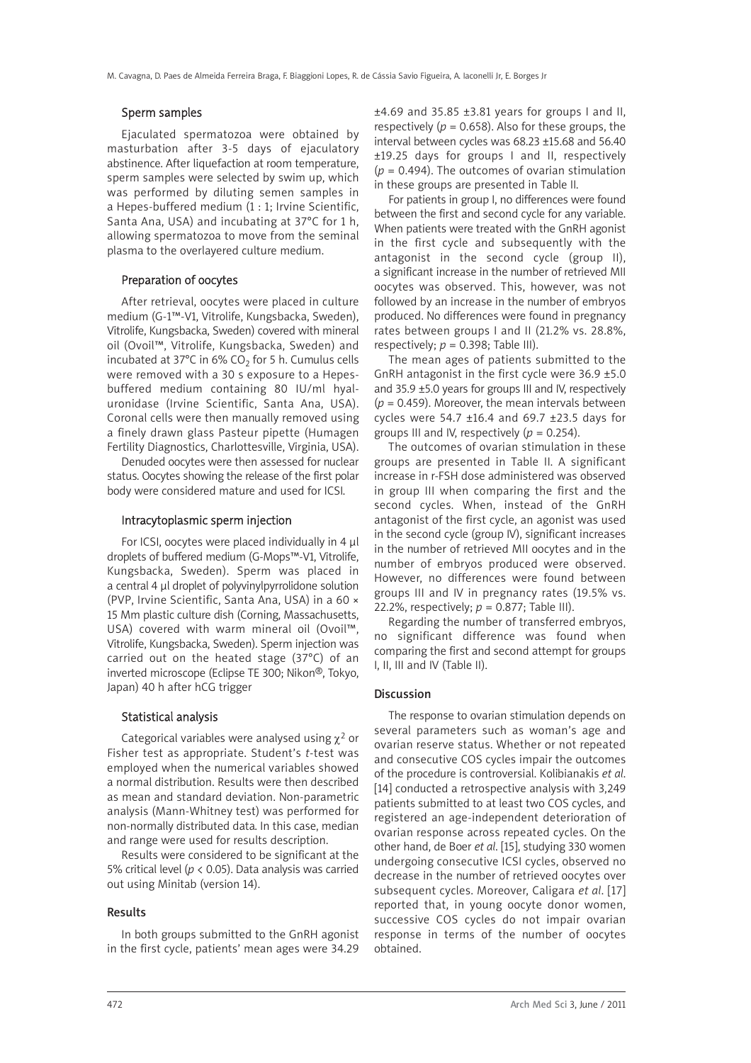### Sperm samples

Ejaculated spermatozoa were obtained by masturbation after 3-5 days of ejaculatory abstinence. After liquefaction at room temperature, sperm samples were selected by swim up, which was performed by diluting semen samples in a Hepes-buffered medium (1 : 1; Irvine Scientific, Santa Ana, USA) and incubating at 37°C for 1 h, allowing spermatozoa to move from the seminal plasma to the overlayered culture medium.

### Preparation of oocytes

After retrieval, oocytes were placed in culture medium (G-1™-V1, Vitrolife, Kungsbacka, Sweden), Vitrolife, Kungsbacka, Sweden) covered with mineral oil (Ovoil™, Vitrolife, Kungsbacka, Sweden) and incubated at 37°C in 6% $CO_2$ for 5 h. Cumulus cells were removed with a 30 s exposure to a Hepes-buffered medium containing 80 IU/ml hyaluronidase (Irvine Scientific, Santa Ana, USA). Coronal cells were then manually removed using a finely drawn glass Pasteur pipette (Humagen Fertility Diagnostics, Charlottesville, Virginia, USA).

Denuded oocytes were then assessed for nuclear status. Oocytes showing the release of the first polar body were considered mature and used for ICSI.

### Intracytoplasmic sperm injection

For ICSI, oocytes were placed individually in 4 µl droplets of buffered medium (G-Mops™-V1, Vitrolife, Kungsbacka, Sweden). Sperm was placed in a central 4 µl droplet of polyvinylpyrrolidone solution (PVP, Irvine Scientific, Santa Ana, USA) in a 60 × 15 Mm plastic culture dish (Corning, Massachusetts, USA) covered with warm mineral oil (Ovoil™, Vitrolife, Kungsbacka, Sweden). Sperm injection was carried out on the heated stage (37°C) of an inverted microscope (Eclipse TE 300; Nikon®, Tokyo, Japan) 40 h after hCG trigger

### Statistical analysis

Categorical variables were analysed using $\chi^2$ or Fisher test as appropriate. Student's *t*-test was employed when the numerical variables showed a normal distribution. Results were then described as mean and standard deviation. Non-parametric analysis (Mann-Whitney test) was performed for non-normally distributed data. In this case, median and range were used for results description.

Results were considered to be significant at the 5% critical level ($p < 0.05$). Data analysis was carried out using Minitab (version 14).

## Results

In both groups submitted to the GnRH agonist in the first cycle, patients' mean ages were 34.29 ±4.69 and 35.85 ±3.81 years for groups I and II, respectively ($p = 0.658$). Also for these groups, the interval between cycles was 68.23 ±15.68 and 56.40 ±19.25 days for groups I and II, respectively ($p = 0.494$). The outcomes of ovarian stimulation in these groups are presented in Table II.

For patients in group I, no differences were found between the first and second cycle for any variable. When patients were treated with the GnRH agonist in the first cycle and subsequently with the antagonist in the second cycle (group II), a significant increase in the number of retrieved MII oocytes was observed. This, however, was not followed by an increase in the number of embryos produced. No differences were found in pregnancy rates between groups I and II (21.2% vs. 28.8%, respectively; $p = 0.398$; Table III).

The mean ages of patients submitted to the GnRH antagonist in the first cycle were 36.9 ±5.0 and 35.9 ±5.0 years for groups III and IV, respectively ($p = 0.459$). Moreover, the mean intervals between cycles were 54.7 ±16.4 and 69.7 ±23.5 days for groups III and IV, respectively ($p = 0.254$).

The outcomes of ovarian stimulation in these groups are presented in Table II. A significant increase in r-FSH dose administered was observed in group III when comparing the first and the second cycles. When, instead of the GnRH antagonist of the first cycle, an agonist was used in the second cycle (group IV), significant increases in the number of retrieved MII oocytes and in the number of embryos produced were observed. However, no differences were found between groups III and IV in pregnancy rates (19.5% vs. 22.2%, respectively; $p = 0.877$; Table III).

Regarding the number of transferred embryos, no significant difference was found when comparing the first and second attempt for groups I, II, III and IV (Table II).

## Discussion

The response to ovarian stimulation depends on several parameters such as woman's age and ovarian reserve status. Whether or not repeated and consecutive COS cycles impair the outcomes of the procedure is controversial. Kolibianakis *et al*. [14] conducted a retrospective analysis with 3,249 patients submitted to at least two COS cycles, and registered an age-independent deterioration of ovarian response across repeated cycles. On the other hand, de Boer *et al*. [15], studying 330 women undergoing consecutive ICSI cycles, observed no decrease in the number of retrieved oocytes over subsequent cycles. Moreover, Caligara *et al*. [17] reported that, in young oocyte donor women, successive COS cycles do not impair ovarian response in terms of the number of oocytes obtained.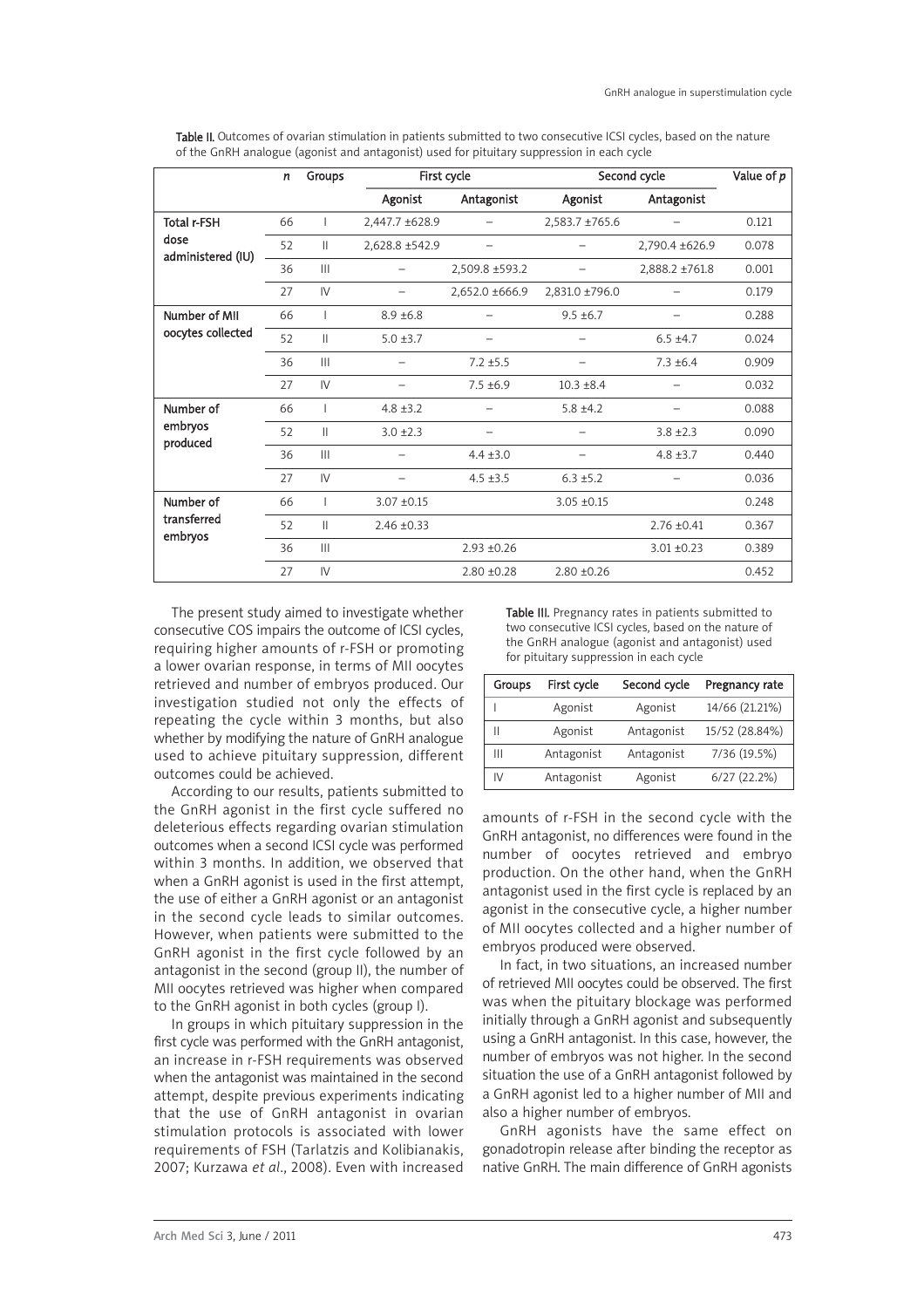**Table II.** Outcomes of ovarian stimulation in patients submitted to two consecutive ICSI cycles, based on the nature of the GnRH analogue (agonist and antagonist) used for pituitary suppression in each cycle

| | *n* | Groups | First cycle | | Second cycle | | Value of *p* |
|---|---|---|---|---|---|---|---|
| | | | Agonist | Antagonist | Agonist | Antagonist | |
| **Total r-FSH dose administered (IU)** | 66 | I | 2,447.7 ±628.9 | – | 2,583.7 ±765.6 | – | 0.121 |
| | 52 | II | 2,628.8 ±542.9 | – | – | 2,790.4 ±626.9 | 0.078 |
| | 36 | III | – | 2,509.8 ±593.2 | – | 2,888.2 ±761.8 | 0.001 |
| | 27 | IV | – | 2,652.0 ±666.9 | 2,831.0 ±796.0 | – | 0.179 |
| **Number of MII oocytes collected** | 66 | I | 8.9 ±6.8 | – | 9.5 ±6.7 | – | 0.288 |
| | 52 | II | 5.0 ±3.7 | – | – | 6.5 ±4.7 | 0.024 |
| | 36 | III | – | 7.2 ±5.5 | – | 7.3 ±6.4 | 0.909 |
| | 27 | IV | – | 7.5 ±6.9 | 10.3 ±8.4 | – | 0.032 |
| **Number of embryos produced** | 66 | I | 4.8 ±3.2 | – | 5.8 ±4.2 | – | 0.088 |
| | 52 | II | 3.0 ±2.3 | – | – | 3.8 ±2.3 | 0.090 |
| | 36 | III | – | 4.4 ±3.0 | – | 4.8 ±3.7 | 0.440 |
| | 27 | IV | – | 4.5 ±3.5 | 6.3 ±5.2 | – | 0.036 |
| **Number of transferred embryos** | 66 | I | 3.07 ±0.15 | | 3.05 ±0.15 | | 0.248 |
| | 52 | II | 2.46 ±0.33 | | | 2.76 ±0.41 | 0.367 |
| | 36 | III | | 2.93 ±0.26 | | 3.01 ±0.23 | 0.389 |
| | 27 | IV | | 2.80 ±0.28 | 2.80 ±0.26 | | 0.452 |

The present study aimed to investigate whether consecutive COS impairs the outcome of ICSI cycles, requiring higher amounts of r-FSH or promoting a lower ovarian response, in terms of MII oocytes retrieved and number of embryos produced. Our investigation studied not only the effects of repeating the cycle within 3 months, but also whether by modifying the nature of GnRH analogue used to achieve pituitary suppression, different outcomes could be achieved.

According to our results, patients submitted to the GnRH agonist in the first cycle suffered no deleterious effects regarding ovarian stimulation outcomes when a second ICSI cycle was performed within 3 months. In addition, we observed that when a GnRH agonist is used in the first attempt, the use of either a GnRH agonist or an antagonist in the second cycle leads to similar outcomes. However, when patients were submitted to the GnRH agonist in the first cycle followed by an antagonist in the second (group II), the number of MII oocytes retrieved was higher when compared to the GnRH agonist in both cycles (group I).

In groups in which pituitary suppression in the first cycle was performed with the GnRH antagonist, an increase in r-FSH requirements was observed when the antagonist was maintained in the second attempt, despite previous experiments indicating that the use of GnRH antagonist in ovarian stimulation protocols is associated with lower requirements of FSH (Tarlatzis and Kolibianakis, 2007; Kurzawa *et al*., 2008). Even with increased amounts of r-FSH in the second cycle with the GnRH antagonist, no differences were found in the number of oocytes retrieved and embryo production. On the other hand, when the GnRH antagonist used in the first cycle is replaced by an agonist in the consecutive cycle, a higher number of MII oocytes collected and a higher number of embryos produced were observed.

**Table III.** Pregnancy rates in patients submitted to two consecutive ICSI cycles, based on the nature of the GnRH analogue (agonist and antagonist) used for pituitary suppression in each cycle

| Groups | First cycle | Second cycle | Pregnancy rate |
|---|---|---|---|
| I | Agonist | Agonist | 14/66 (21.21%) |
| II | Agonist | Antagonist | 15/52 (28.84%) |
| III | Antagonist | Antagonist | 7/36 (19.5%) |
| IV | Antagonist | Agonist | 6/27 (22.2%) |

In fact, in two situations, an increased number of retrieved MII oocytes could be observed. The first was when the pituitary blockage was performed initially through a GnRH agonist and subsequently using a GnRH antagonist. In this case, however, the number of embryos was not higher. In the second situation the use of a GnRH antagonist followed by a GnRH agonist led to a higher number of MII and also a higher number of embryos.

GnRH agonists have the same effect on gonadotropin release after binding the receptor as native GnRH. The main difference of GnRH agonists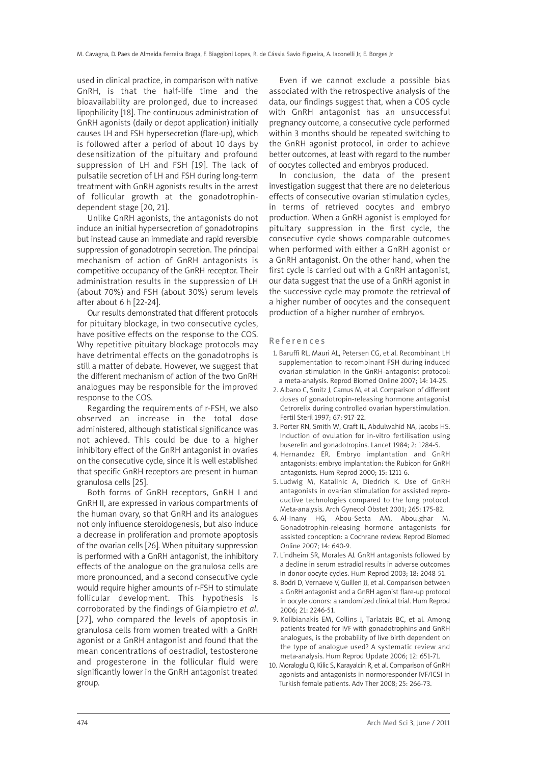used in clinical practice, in comparison with native GnRH, is that the half-life time and the bioavailability are prolonged, due to increased lipophilicity [18]. The continuous administration of GnRH agonists (daily or depot application) initially causes LH and FSH hypersecretion (flare-up), which is followed after a period of about 10 days by desensitization of the pituitary and profound suppression of LH and FSH [19]. The lack of pulsatile secretion of LH and FSH during long-term treatment with GnRH agonists results in the arrest of follicular growth at the gonadotrophin-dependent stage [20, 21].

Unlike GnRH agonists, the antagonists do not induce an initial hypersecretion of gonadotropins but instead cause an immediate and rapid reversible suppression of gonadotropin secretion. The principal mechanism of action of GnRH antagonists is competitive occupancy of the GnRH receptor. Their administration results in the suppression of LH (about 70%) and FSH (about 30%) serum levels after about 6 h [22-24].

Our results demonstrated that different protocols for pituitary blockage, in two consecutive cycles, have positive effects on the response to the COS. Why repetitive pituitary blockage protocols may have detrimental effects on the gonadotrophs is still a matter of debate. However, we suggest that the different mechanism of action of the two GnRH analogues may be responsible for the improved response to the COS.

Regarding the requirements of r-FSH, we also observed an increase in the total dose administered, although statistical significance was not achieved. This could be due to a higher inhibitory effect of the GnRH antagonist in ovaries on the consecutive cycle, since it is well established that specific GnRH receptors are present in human granulosa cells [25].

Both forms of GnRH receptors, GnRH I and GnRH II, are expressed in various compartments of the human ovary, so that GnRH and its analogues not only influence steroidogenesis, but also induce a decrease in proliferation and promote apoptosis of the ovarian cells [26]. When pituitary suppression is performed with a GnRH antagonist, the inhibitory effects of the analogue on the granulosa cells are more pronounced, and a second consecutive cycle would require higher amounts of r-FSH to stimulate follicular development. This hypothesis is corroborated by the findings of Giampietro *et al*. [27], who compared the levels of apoptosis in granulosa cells from women treated with a GnRH agonist or a GnRH antagonist and found that the mean concentrations of oestradiol, testosterone and progesterone in the follicular fluid were significantly lower in the GnRH antagonist treated group.

Even if we cannot exclude a possible bias associated with the retrospective analysis of the data, our findings suggest that, when a COS cycle with GnRH antagonist has an unsuccessful pregnancy outcome, a consecutive cycle performed within 3 months should be repeated switching to the GnRH agonist protocol, in order to achieve better outcomes, at least with regard to the number of oocytes collected and embryos produced.

In conclusion, the data of the present investigation suggest that there are no deleterious effects of consecutive ovarian stimulation cycles, in terms of retrieved oocytes and embryo production. When a GnRH agonist is employed for pituitary suppression in the first cycle, the consecutive cycle shows comparable outcomes when performed with either a GnRH agonist or a GnRH antagonist. On the other hand, when the first cycle is carried out with a GnRH antagonist, our data suggest that the use of a GnRH agonist in the successive cycle may promote the retrieval of a higher number of oocytes and the consequent production of a higher number of embryos.

## References

1. Baruffi RL, Mauri AL, Petersen CG, et al. Recombinant LH supplementation to recombinant FSH during induced ovarian stimulation in the GnRH-antagonist protocol: a meta-analysis. Reprod Biomed Online 2007; 14: 14-25.
2. Albano C, Smitz J, Camus M, et al. Comparison of different doses of gonadotropin-releasing hormone antagonist Cetrorelix during controlled ovarian hyperstimulation. Fertil Steril 1997; 67: 917-22.
3. Porter RN, Smith W, Craft IL, Abdulwahid NA, Jacobs HS. Induction of ovulation for in-vitro fertilisation using buserelin and gonadotropins. Lancet 1984; 2: 1284-5.
4. Hernandez ER. Embryo implantation and GnRH antagonists: embryo implantation: the Rubicon for GnRH antagonists. Hum Reprod 2000; 15: 1211-6.
5. Ludwig M, Katalinic A, Diedrich K. Use of GnRH antagonists in ovarian stimulation for assisted reproductive technologies compared to the long protocol. Meta-analysis. Arch Gynecol Obstet 2001; 265: 175-82.
6. Al-Inany HG, Abou-Setta AM, Aboulghar M. Gonadotrophin-releasing hormone antagonists for assisted conception: a Cochrane review. Reprod Biomed Online 2007; 14: 640-9.
7. Lindheim SR, Morales AJ. GnRH antagonists followed by a decline in serum estradiol results in adverse outcomes in donor oocyte cycles. Hum Reprod 2003; 18: 2048-51.
8. Bodri D, Vernaeve V, Guillen JJ, et al. Comparison between a GnRH antagonist and a GnRH agonist flare-up protocol in oocyte donors: a randomized clinical trial. Hum Reprod 2006; 21: 2246-51.
9. Kolibianakis EM, Collins J, Tarlatzis BC, et al. Among patients treated for IVF with gonadotrophins and GnRH analogues, is the probability of live birth dependent on the type of analogue used? A systematic review and meta-analysis. Hum Reprod Update 2006; 12: 651-71.
10. Moraloglu O, Kilic S, Karayalcin R, et al. Comparison of GnRH agonists and antagonists in normoresponder IVF/ICSI in Turkish female patients. Adv Ther 2008; 25: 266-73.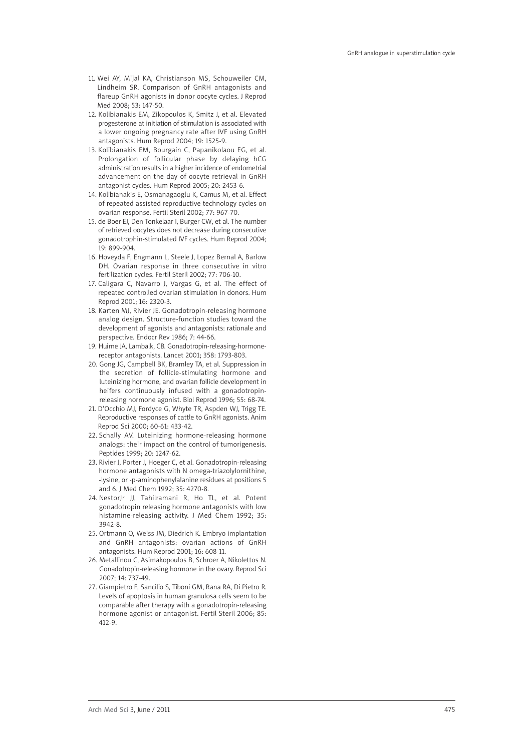11. Wei AY, Mijal KA, Christianson MS, Schouweiler CM, Lindheim SR. Comparison of GnRH antagonists and flareup GnRH agonists in donor oocyte cycles. J Reprod Med 2008; 53: 147-50.
12. Kolibianakis EM, Zikopoulos K, Smitz J, et al. Elevated progesterone at initiation of stimulation is associated with a lower ongoing pregnancy rate after IVF using GnRH antagonists. Hum Reprod 2004; 19: 1525-9.
13. Kolibianakis EM, Bourgain C, Papanikolaou EG, et al. Prolongation of follicular phase by delaying hCG administration results in a higher incidence of endometrial advancement on the day of oocyte retrieval in GnRH antagonist cycles. Hum Reprod 2005; 20: 2453-6.
14. Kolibianakis E, Osmanagaoglu K, Camus M, et al. Effect of repeated assisted reproductive technology cycles on ovarian response. Fertil Steril 2002; 77: 967-70.
15. de Boer EJ, Den Tonkelaar I, Burger CW, et al. The number of retrieved oocytes does not decrease during consecutive gonadotrophin-stimulated IVF cycles. Hum Reprod 2004; 19: 899-904.
16. Hoveyda F, Engmann L, Steele J, Lopez Bernal A, Barlow DH. Ovarian response in three consecutive in vitro fertilization cycles. Fertil Steril 2002; 77: 706-10.
17. Caligara C, Navarro J, Vargas G, et al. The effect of repeated controlled ovarian stimulation in donors. Hum Reprod 2001; 16: 2320-3.
18. Karten MJ, Rivier JE. Gonadotropin-releasing hormone analog design. Structure-function studies toward the development of agonists and antagonists: rationale and perspective. Endocr Rev 1986; 7: 44-66.
19. Huirne JA, Lambalk, CB. Gonadotropin-releasing-hormone-receptor antagonists. Lancet 2001; 358: 1793-803.
20. Gong JG, Campbell BK, Bramley TA, et al. Suppression in the secretion of follicle-stimulating hormone and luteinizing hormone, and ovarian follicle development in heifers continuously infused with a gonadotropin-releasing hormone agonist. Biol Reprod 1996; 55: 68-74.
21. D'Occhio MJ, Fordyce G, Whyte TR, Aspden WJ, Trigg TE. Reproductive responses of cattle to GnRH agonists. Anim Reprod Sci 2000; 60-61: 433-42.
22. Schally AV. Luteinizing hormone-releasing hormone analogs: their impact on the control of tumorigenesis. Peptides 1999; 20: 1247-62.
23. Rivier J, Porter J, Hoeger C, et al. Gonadotropin-releasing hormone antagonists with N omega-triazolylornithine, -lysine, or -p-aminophenylalanine residues at positions 5 and 6. J Med Chem 1992; 35: 4270-8.
24. NestorJr JJ, Tahilramani R, Ho TL, et al. Potent gonadotropin releasing hormone antagonists with low histamine-releasing activity. J Med Chem 1992; 35: 3942-8.
25. Ortmann O, Weiss JM, Diedrich K. Embryo implantation and GnRH antagonists: ovarian actions of GnRH antagonists. Hum Reprod 2001; 16: 608-11.
26. Metallinou C, Asimakopoulos B, Schroer A, Nikolettos N. Gonadotropin-releasing hormone in the ovary. Reprod Sci 2007; 14: 737-49.
27. Giampietro F, Sancilio S, Tiboni GM, Rana RA, Di Pietro R. Levels of apoptosis in human granulosa cells seem to be comparable after therapy with a gonadotropin-releasing hormone agonist or antagonist. Fertil Steril 2006; 85: 412-9.